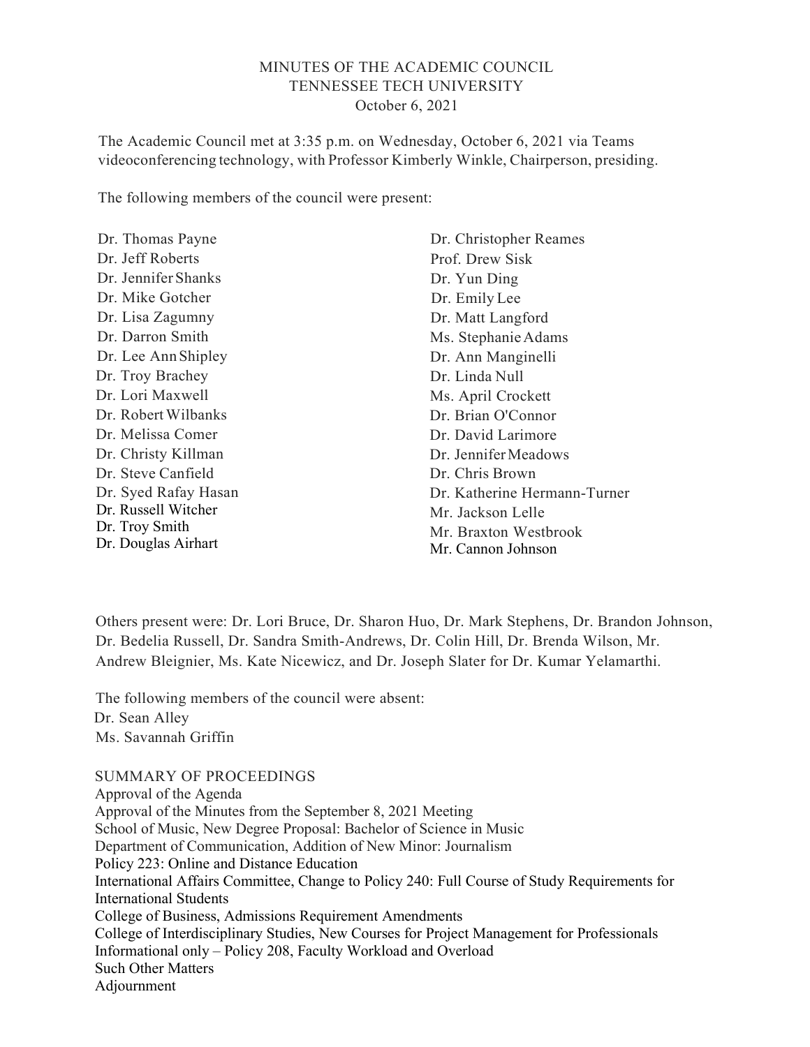# MINUTES OF THE ACADEMIC COUNCIL
## TENNESSEE TECH UNIVERSITY
### October 6, 2021

The Academic Council met at 3:35 p.m. on Wednesday, October 6, 2021 via Teams videoconferencing technology, with Professor Kimberly Winkle, Chairperson, presiding.

The following members of the council were present:

Dr. Thomas Payne
Dr. Jeff Roberts
Dr. Jennifer Shanks
Dr. Mike Gotcher
Dr. Lisa Zagumny
Dr. Darron Smith
Dr. Lee Ann Shipley
Dr. Troy Brachey
Dr. Lori Maxwell
Dr. Robert Wilbanks
Dr. Melissa Comer
Dr. Christy Killman
Dr. Steve Canfield
Dr. Syed Rafay Hasan
Dr. Russell Witcher
Dr. Troy Smith
Dr. Douglas Airhart
Dr. Christopher Reames
Prof. Drew Sisk
Dr. Yun Ding
Dr. Emily Lee
Dr. Matt Langford
Ms. Stephanie Adams
Dr. Ann Manginelli
Dr. Linda Null
Ms. April Crockett
Dr. Brian O'Connor
Dr. David Larimore
Dr. Jennifer Meadows
Dr. Chris Brown
Dr. Katherine Hermann-Turner
Mr. Jackson Lelle
Mr. Braxton Westbrook
Mr. Cannon Johnson

Others present were: Dr. Lori Bruce, Dr. Sharon Huo, Dr. Mark Stephens, Dr. Brandon Johnson, Dr. Bedelia Russell, Dr. Sandra Smith-Andrews, Dr. Colin Hill, Dr. Brenda Wilson, Mr. Andrew Bleignier, Ms. Kate Nicewicz, and Dr. Joseph Slater for Dr. Kumar Yelamarthi.

The following members of the council were absent:
Dr. Sean Alley
Ms. Savannah Griffin

SUMMARY OF PROCEEDINGS
Approval of the Agenda
Approval of the Minutes from the September 8, 2021 Meeting
School of Music, New Degree Proposal: Bachelor of Science in Music
Department of Communication, Addition of New Minor: Journalism
Policy 223: Online and Distance Education
International Affairs Committee, Change to Policy 240: Full Course of Study Requirements for International Students
College of Business, Admissions Requirement Amendments
College of Interdisciplinary Studies, New Courses for Project Management for Professionals
Informational only – Policy 208, Faculty Workload and Overload
Such Other Matters
Adjournment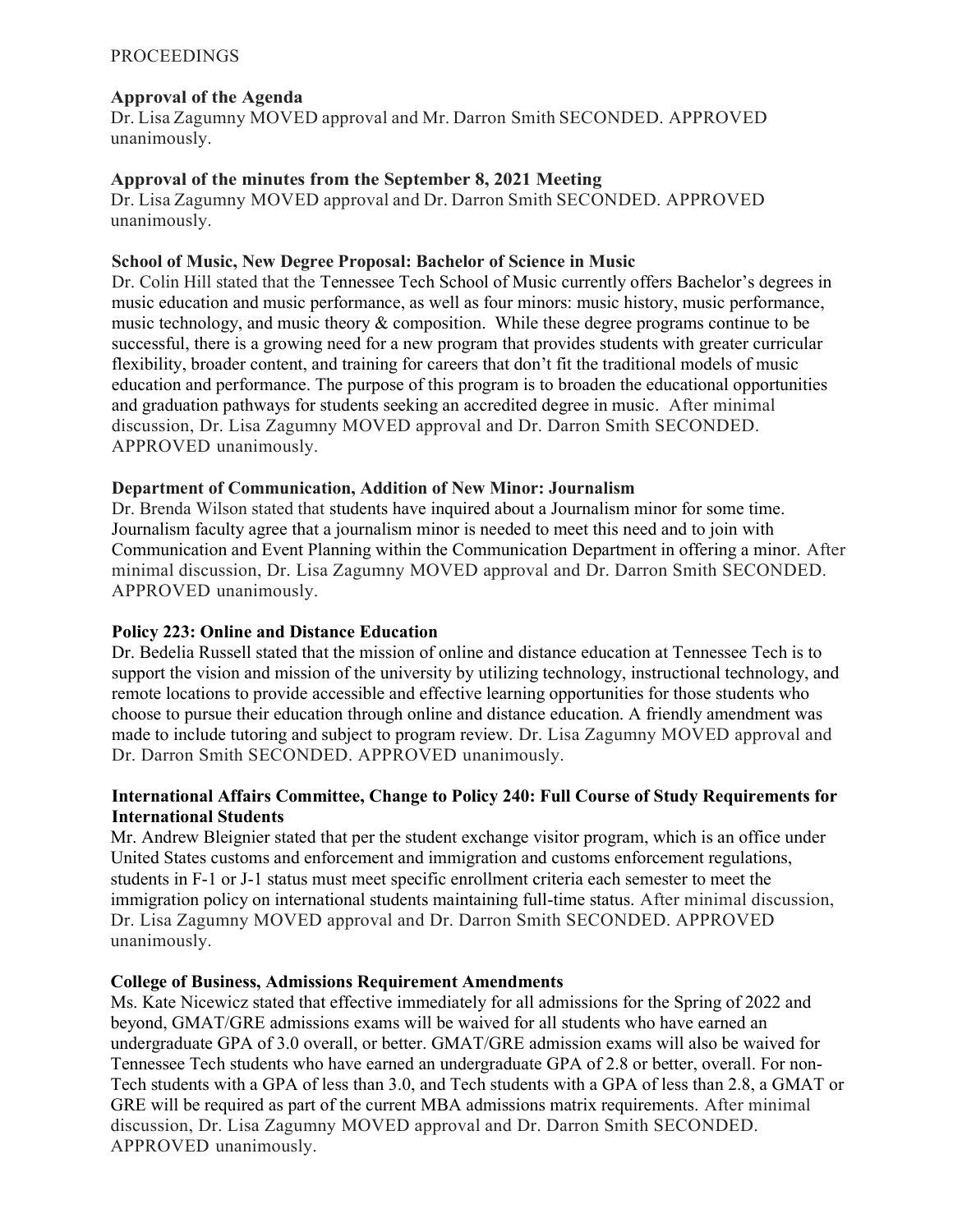PROCEEDINGS

**Approval of the Agenda**
Dr. Lisa Zagumny MOVED approval and Mr. Darron Smith SECONDED. APPROVED unanimously.

**Approval of the minutes from the September 8, 2021 Meeting**
Dr. Lisa Zagumny MOVED approval and Dr. Darron Smith SECONDED. APPROVED unanimously.

**School of Music, New Degree Proposal: Bachelor of Science in Music**
Dr. Colin Hill stated that the Tennessee Tech School of Music currently offers Bachelor's degrees in music education and music performance, as well as four minors: music history, music performance, music technology, and music theory & composition. While these degree programs continue to be successful, there is a growing need for a new program that provides students with greater curricular flexibility, broader content, and training for careers that don't fit the traditional models of music education and performance. The purpose of this program is to broaden the educational opportunities and graduation pathways for students seeking an accredited degree in music. After minimal discussion, Dr. Lisa Zagumny MOVED approval and Dr. Darron Smith SECONDED. APPROVED unanimously.

**Department of Communication, Addition of New Minor: Journalism**
Dr. Brenda Wilson stated that students have inquired about a Journalism minor for some time. Journalism faculty agree that a journalism minor is needed to meet this need and to join with Communication and Event Planning within the Communication Department in offering a minor. After minimal discussion, Dr. Lisa Zagumny MOVED approval and Dr. Darron Smith SECONDED. APPROVED unanimously.

**Policy 223: Online and Distance Education**
Dr. Bedelia Russell stated that the mission of online and distance education at Tennessee Tech is to support the vision and mission of the university by utilizing technology, instructional technology, and remote locations to provide accessible and effective learning opportunities for those students who choose to pursue their education through online and distance education. A friendly amendment was made to include tutoring and subject to program review. Dr. Lisa Zagumny MOVED approval and Dr. Darron Smith SECONDED. APPROVED unanimously.

**International Affairs Committee, Change to Policy 240: Full Course of Study Requirements for International Students**
Mr. Andrew Bleignier stated that per the student exchange visitor program, which is an office under United States customs and enforcement and immigration and customs enforcement regulations, students in F-1 or J-1 status must meet specific enrollment criteria each semester to meet the immigration policy on international students maintaining full-time status. After minimal discussion, Dr. Lisa Zagumny MOVED approval and Dr. Darron Smith SECONDED. APPROVED unanimously.

**College of Business, Admissions Requirement Amendments**
Ms. Kate Nicewicz stated that effective immediately for all admissions for the Spring of 2022 and beyond, GMAT/GRE admissions exams will be waived for all students who have earned an undergraduate GPA of 3.0 overall, or better. GMAT/GRE admission exams will also be waived for Tennessee Tech students who have earned an undergraduate GPA of 2.8 or better, overall. For non-Tech students with a GPA of less than 3.0, and Tech students with a GPA of less than 2.8, a GMAT or GRE will be required as part of the current MBA admissions matrix requirements. After minimal discussion, Dr. Lisa Zagumny MOVED approval and Dr. Darron Smith SECONDED. APPROVED unanimously.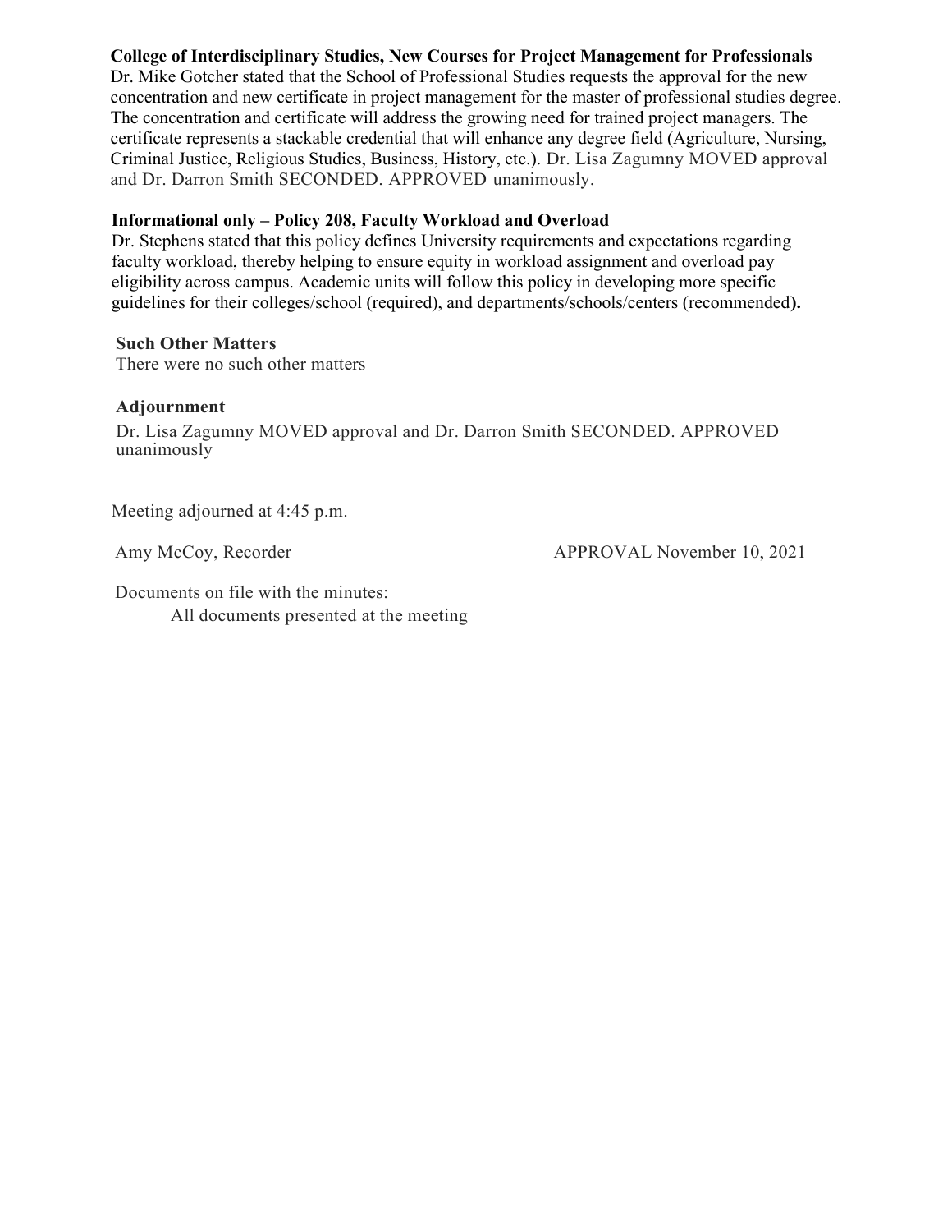**College of Interdisciplinary Studies, New Courses for Project Management for Professionals**
Dr. Mike Gotcher stated that the School of Professional Studies requests the approval for the new concentration and new certificate in project management for the master of professional studies degree. The concentration and certificate will address the growing need for trained project managers. The certificate represents a stackable credential that will enhance any degree field (Agriculture, Nursing, Criminal Justice, Religious Studies, Business, History, etc.). Dr. Lisa Zagumny MOVED approval and Dr. Darron Smith SECONDED. APPROVED unanimously.

**Informational only – Policy 208, Faculty Workload and Overload**
Dr. Stephens stated that this policy defines University requirements and expectations regarding faculty workload, thereby helping to ensure equity in workload assignment and overload pay eligibility across campus. Academic units will follow this policy in developing more specific guidelines for their colleges/school (required), and departments/schools/centers (recommended**).**

**Such Other Matters**
There were no such other matters

**Adjournment**
Dr. Lisa Zagumny MOVED approval and Dr. Darron Smith SECONDED. APPROVED unanimously

Meeting adjourned at 4:45 p.m.

Amy McCoy, Recorder

APPROVAL November 10, 2021

Documents on file with the minutes:
All documents presented at the meeting